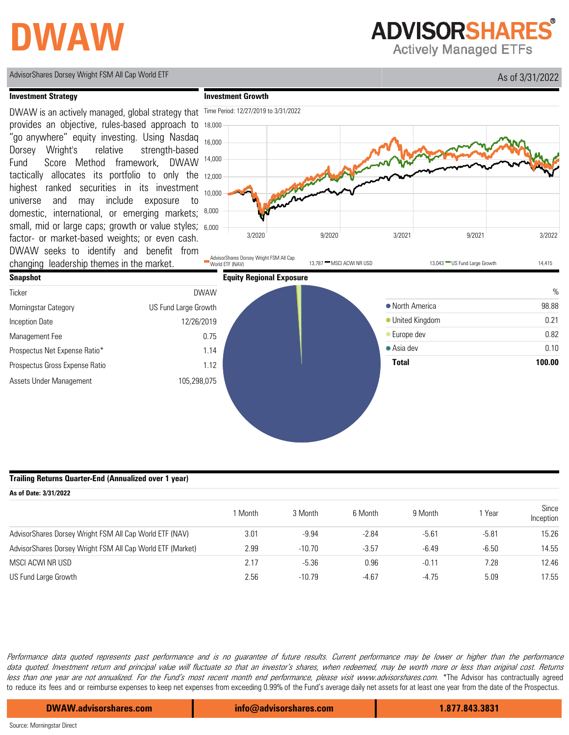# DWAW

**ADVISORSHARES**
Actively Managed ETFs

AdvisorShares Dorsey Wright FSM All Cap World ETF

As of 3/31/2022

## Investment Strategy

DWAW is an actively managed, global strategy that provides an objective, rules-based approach to "go anywhere" equity investing. Using Nasdaq Dorsey Wright's relative strength-based Fund Score Method framework, DWAW tactically allocates its portfolio to only the highest ranked securities in its investment universe and may include exposure to domestic, international, or emerging markets; small, mid or large caps; growth or value styles; factor- or market-based weights; or even cash. DWAW seeks to identify and benefit from changing leadership themes in the market.

## Investment Growth

Time Period: 12/27/2019 to 3/31/2022

AdvisorShares Dorsey Wright FSM All Cap World ETF (NAV) 13,787 — MSCI ACWI NR USD 13,043 — US Fund Large Growth 14,415

## Snapshot

| | |
|---|---|
| Ticker | DWAW |
| Morningstar Category | US Fund Large Growth |
| Inception Date | 12/26/2019 |
| Management Fee | 0.75 |
| Prospectus Net Expense Ratio* | 1.14 |
| Prospectus Gross Expense Ratio | 1.12 |
| Assets Under Management | 105,298,075 |

## Equity Regional Exposure

| | % |
|---|---|
| North America | 98.88 |
| United Kingdom | 0.21 |
| Europe dev | 0.82 |
| Asia dev | 0.10 |
| **Total** | **100.00** |

## Trailing Returns Quarter-End (Annualized over 1 year)

**As of Date: 3/31/2022**

| | 1 Month | 3 Month | 6 Month | 9 Month | 1 Year | Since Inception |
|---|---|---|---|---|---|---|
| AdvisorShares Dorsey Wright FSM All Cap World ETF (NAV) | 3.01 | -9.94 | -2.84 | -5.61 | -5.81 | 15.26 |
| AdvisorShares Dorsey Wright FSM All Cap World ETF (Market) | 2.99 | -10.70 | -3.57 | -6.49 | -6.50 | 14.55 |
| MSCI ACWI NR USD | 2.17 | -5.36 | 0.96 | -0.11 | 7.28 | 12.46 |
| US Fund Large Growth | 2.56 | -10.79 | -4.67 | -4.75 | 5.09 | 17.55 |

*Performance data quoted represents past performance and is no guarantee of future results. Current performance may be lower or higher than the performance data quoted. Investment return and principal value will fluctuate so that an investor's shares, when redeemed, may be worth more or less than original cost. Returns less than one year are not annualized. For the Fund's most recent month end performance, please visit www.advisorshares.com.* *The Advisor has contractually agreed to reduce its fees and or reimburse expenses to keep net expenses from exceeding 0.99% of the Fund's average daily net assets for at least one year from the date of the Prospectus.

DWAW.advisorshares.com | info@advisorshares.com | 1.877.843.3831

Source: Morningstar Direct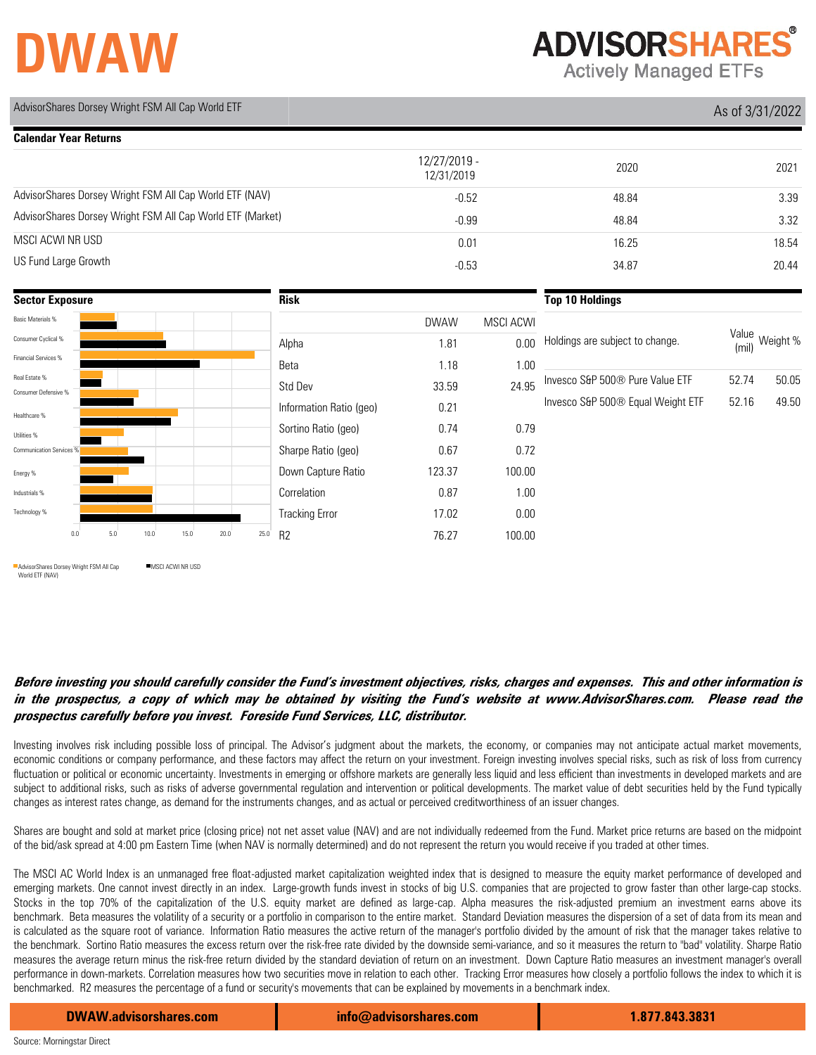# DWAW

**ADVISORSHARES®**
Actively Managed ETFs

AdvisorShares Dorsey Wright FSM All Cap World ETF — As of 3/31/2022

## Calendar Year Returns

| | 12/27/2019 - 12/31/2019 | 2020 | 2021 |
|---|---|---|---|
| AdvisorShares Dorsey Wright FSM All Cap World ETF (NAV) | -0.52 | 48.84 | 3.39 |
| AdvisorShares Dorsey Wright FSM All Cap World ETF (Market) | -0.99 | 48.84 | 3.32 |
| MSCI ACWI NR USD | 0.01 | 16.25 | 18.54 |
| US Fund Large Growth | -0.53 | 34.87 | 20.44 |

## Sector Exposure

Basic Materials %
Consumer Cyclical %
Financial Services %
Real Estate %
Consumer Defensive %
Healthcare %
Utilities %
Communication Services %
Energy %
Industrials %
Technology %

0.0 5.0 10.0 15.0 20.0 25.0

AdvisorShares Dorsey Wright FSM All Cap World ETF (NAV)
MSCI ACWI NR USD

## Risk

| | DWAW | MSCI ACWI |
|---|---|---|
| Alpha | 1.81 | 0.00 |
| Beta | 1.18 | 1.00 |
| Std Dev | 33.59 | 24.95 |
| Information Ratio (geo) | 0.21 | |
| Sortino Ratio (geo) | 0.74 | 0.79 |
| Sharpe Ratio (geo) | 0.67 | 0.72 |
| Down Capture Ratio | 123.37 | 100.00 |
| Correlation | 0.87 | 1.00 |
| Tracking Error | 17.02 | 0.00 |
| R2 | 76.27 | 100.00 |

## Top 10 Holdings

| Holdings are subject to change. | Value (mil) | Weight % |
|---|---|---|
| Invesco S&P 500® Pure Value ETF | 52.74 | 50.05 |
| Invesco S&P 500® Equal Weight ETF | 52.16 | 49.50 |

***Before investing you should carefully consider the Fund's investment objectives, risks, charges and expenses. This and other information is in the prospectus, a copy of which may be obtained by visiting the Fund's website at www.AdvisorShares.com. Please read the prospectus carefully before you invest. Foreside Fund Services, LLC, distributor.***

Investing involves risk including possible loss of principal. The Advisor's judgment about the markets, the economy, or companies may not anticipate actual market movements, economic conditions or company performance, and these factors may affect the return on your investment. Foreign investing involves special risks, such as risk of loss from currency fluctuation or political or economic uncertainty. Investments in emerging or offshore markets are generally less liquid and less efficient than investments in developed markets and are subject to additional risks, such as risks of adverse governmental regulation and intervention or political developments. The market value of debt securities held by the Fund typically changes as interest rates change, as demand for the instruments changes, and as actual or perceived creditworthiness of an issuer changes.

Shares are bought and sold at market price (closing price) not net asset value (NAV) and are not individually redeemed from the Fund. Market price returns are based on the midpoint of the bid/ask spread at 4:00 pm Eastern Time (when NAV is normally determined) and do not represent the return you would receive if you traded at other times.

The MSCI AC World Index is an unmanaged free float-adjusted market capitalization weighted index that is designed to measure the equity market performance of developed and emerging markets. One cannot invest directly in an index. Large-growth funds invest in stocks of big U.S. companies that are projected to grow faster than other large-cap stocks. Stocks in the top 70% of the capitalization of the U.S. equity market are defined as large-cap. Alpha measures the risk-adjusted premium an investment earns above its benchmark. Beta measures the volatility of a security or a portfolio in comparison to the entire market. Standard Deviation measures the dispersion of a set of data from its mean and is calculated as the square root of variance. Information Ratio measures the active return of the manager's portfolio divided by the amount of risk that the manager takes relative to the benchmark. Sortino Ratio measures the excess return over the risk-free rate divided by the downside semi-variance, and so it measures the return to "bad" volatility. Sharpe Ratio measures the average return minus the risk-free return divided by the standard deviation of return on an investment. Down Capture Ratio measures an investment manager's overall performance in down-markets. Correlation measures how two securities move in relation to each other. Tracking Error measures how closely a portfolio follows the index to which it is benchmarked. R2 measures the percentage of a fund or security's movements that can be explained by movements in a benchmark index.

**DWAW.advisorshares.com** | **info@advisorshares.com** | **1.877.843.3831**

Source: Morningstar Direct